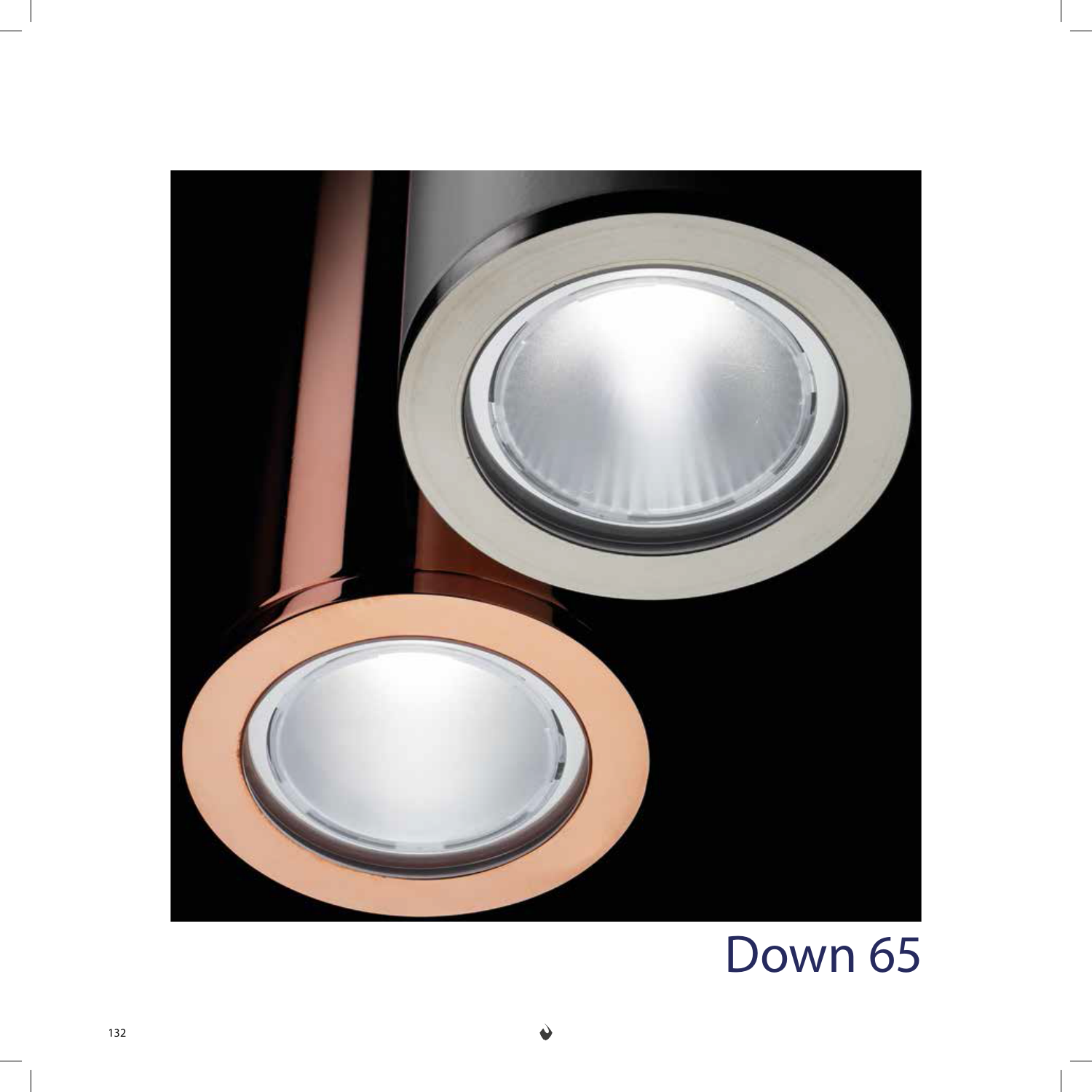# Down 65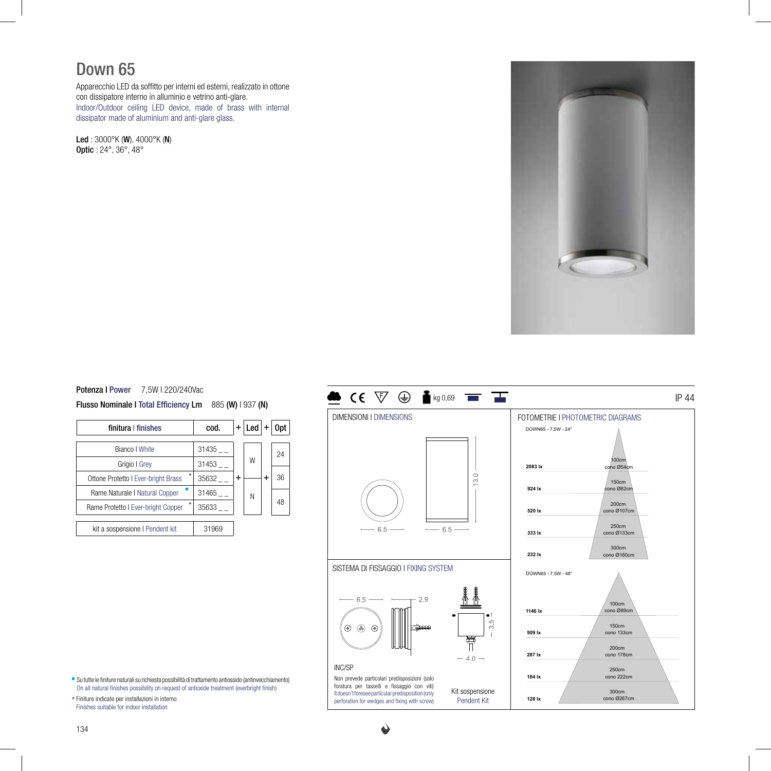# Down 65

Apparecchio LED da soffitto per interni ed esterni, realizzato in ottone con dissipatore interno in alluminio e vetrino anti-glare.
Indoor/Outdoor ceiling LED device, made of brass with internal dissipator made of aluminium and anti-glare glass.

**Led** : 3000°K (**W**), 4000°K (**N**)
**Optic** : 24°, 36°, 48°

**Potenza I Power** 7,5W I 220/240Vac

**Flusso Nominale I Total Efficiency Lm** 885 **(W)** I 937 **(N)**

| finitura I finishes | cod. | + | Led | + | Opt |
|---|---|---|---|---|---|
| Bianco I White | 31435 _ _ | + | W | + | 24 |
| Grigio I Grey | 31453 _ _ | | | | |
| Ottone Protetto I Ever-bright Brass * | 35632 _ _ | | | | 36 |
| Rame Naturale I Natural Copper • | 31465 _ _ | | N | | |
| Rame Protetto I Ever-bright Copper * | 35633 _ _ | | | | 48 |

| | |
|---|---|
| kit a sospensione I Pendent kit | 31969 |

• Su tutte le finiture naturali su richiesta possibilità di trattamento antiossido (antinvecchiamento)
On all natural finishes possibility on request of antioxide treatment (everbright finish)

\* Finiture indicate per installazioni in interno
Finishes suitable for indoor installation

kg 0,69

IP 44

## DIMENSIONI I DIMENSIONS

6.5
6.5
13.0

## SISTEMA DI FISSAGGIO I FIXING SYSTEM

6.5
2.9
3.5
4.0

INC/SP

Non prevede particolari predisposizioni (solo foratura per tasselli e fissaggio con viti)
It doesn't foresee particular predisposition (only perforation for wedges and fixing with screw)

Kit sospensione
Pendent Kit

## FOTOMETRIE I PHOTOMETRIC DIAGRAMS

DOWN65 - 7,5W - 24°

2083 lx — 100cm cono Ø54cm
924 lx — 150cm cono Ø82cm
520 lx — 200cm cono Ø107cm
333 lx — 250cm cono Ø133cm
232 lx — 300cm cono Ø160cm

DOWN65 - 7,5W - 48°

1146 lx — 100cm cono Ø89cm
509 lx — 150cm cono 133cm
287 lx — 200cm cono 178cm
184 lx — 250cm cono 222cm
128 lx — 300cm cono Ø267cm